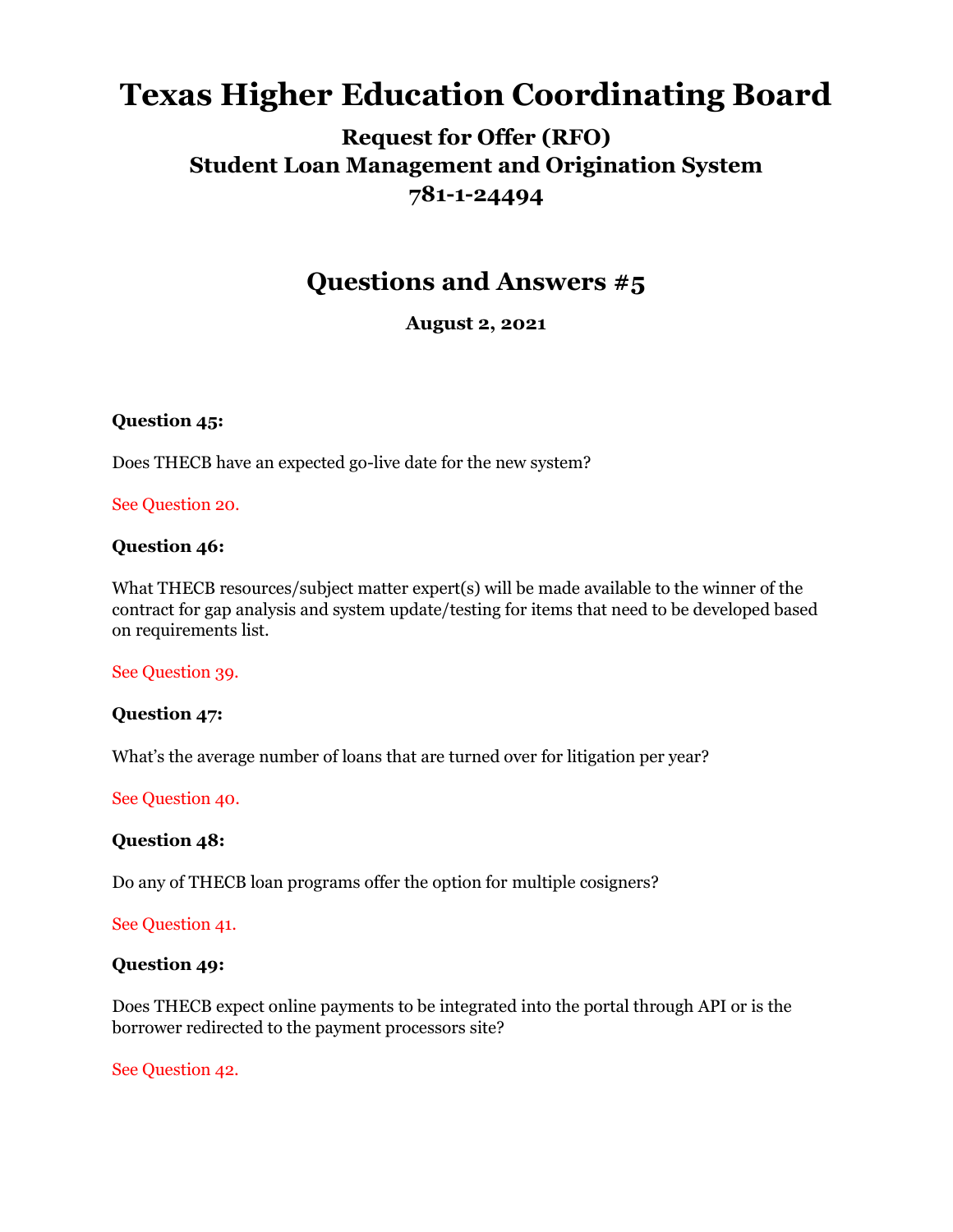# Texas Higher Education Coordinating Board

## Request for Offer (RFO)
## Student Loan Management and Origination System
## 781-1-24494

## Questions and Answers #5

**August 2, 2021**

**Question 45:**

Does THECB have an expected go-live date for the new system?

See Question 20.

**Question 46:**

What THECB resources/subject matter expert(s) will be made available to the winner of the contract for gap analysis and system update/testing for items that need to be developed based on requirements list.

See Question 39.

**Question 47:**

What's the average number of loans that are turned over for litigation per year?

See Question 40.

**Question 48:**

Do any of THECB loan programs offer the option for multiple cosigners?

See Question 41.

**Question 49:**

Does THECB expect online payments to be integrated into the portal through API or is the borrower redirected to the payment processors site?

See Question 42.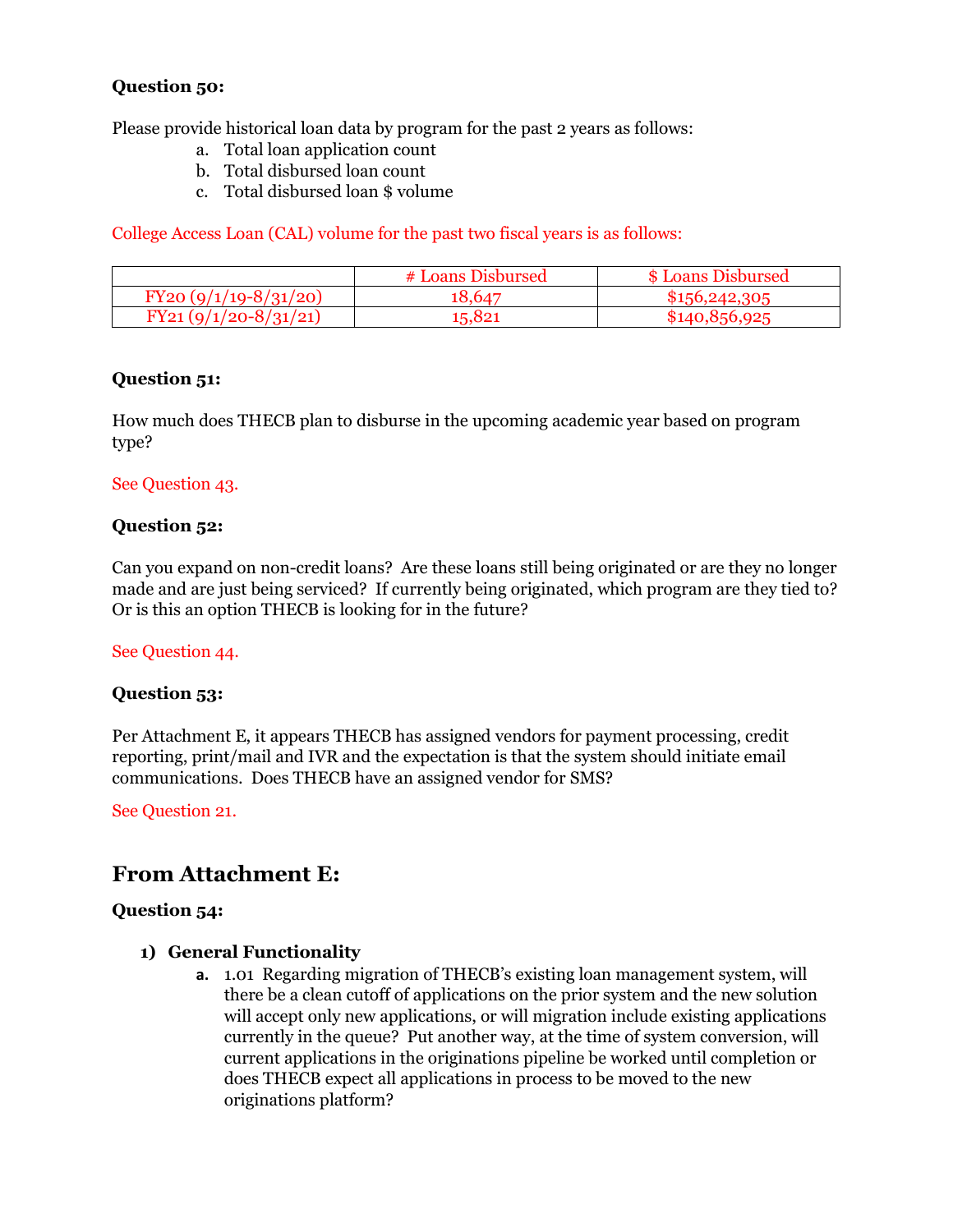**Question 50:**

Please provide historical loan data by program for the past 2 years as follows:

a. Total loan application count
b. Total disbursed loan count
c. Total disbursed loan $ volume

College Access Loan (CAL) volume for the past two fiscal years is as follows:

| | # Loans Disbursed | $ Loans Disbursed |
|---|---|---|
| FY20 (9/1/19-8/31/20) | 18,647 | $156,242,305 |
| FY21 (9/1/20-8/31/21) | 15,821 | $140,856,925 |

**Question 51:**

How much does THECB plan to disburse in the upcoming academic year based on program type?

See Question 43.

**Question 52:**

Can you expand on non-credit loans? Are these loans still being originated or are they no longer made and are just being serviced? If currently being originated, which program are they tied to? Or is this an option THECB is looking for in the future?

See Question 44.

**Question 53:**

Per Attachment E, it appears THECB has assigned vendors for payment processing, credit reporting, print/mail and IVR and the expectation is that the system should initiate email communications. Does THECB have an assigned vendor for SMS?

See Question 21.

## From Attachment E:

**Question 54:**

1) **General Functionality**
   a. 1.01 Regarding migration of THECB's existing loan management system, will there be a clean cutoff of applications on the prior system and the new solution will accept only new applications, or will migration include existing applications currently in the queue? Put another way, at the time of system conversion, will current applications in the originations pipeline be worked until completion or does THECB expect all applications in process to be moved to the new originations platform?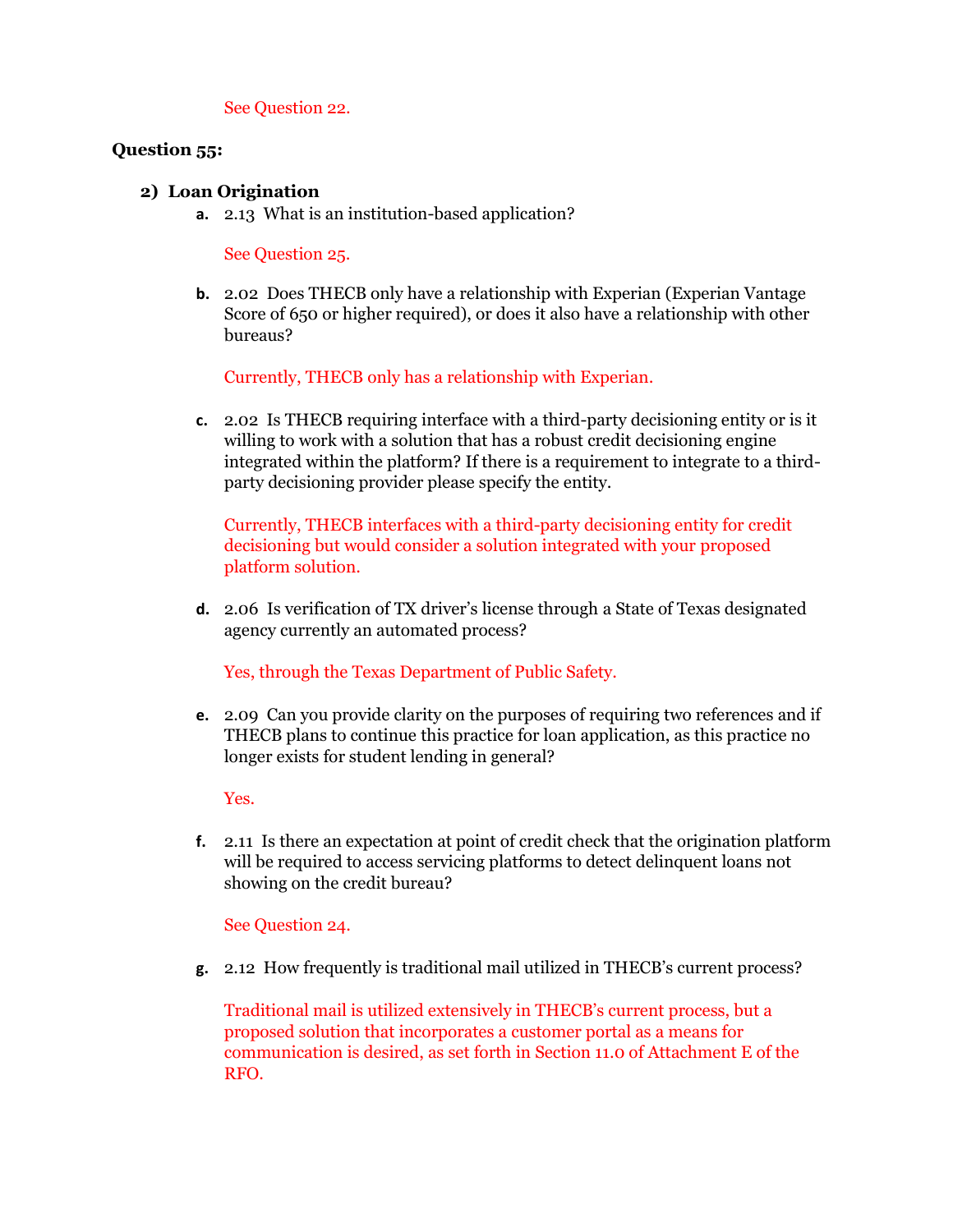See Question 22.

**Question 55:**

**2) Loan Origination**

a. 2.13 What is an institution-based application?

   See Question 25.

b. 2.02 Does THECB only have a relationship with Experian (Experian Vantage Score of 650 or higher required), or does it also have a relationship with other bureaus?

   Currently, THECB only has a relationship with Experian.

c. 2.02 Is THECB requiring interface with a third-party decisioning entity or is it willing to work with a solution that has a robust credit decisioning engine integrated within the platform? If there is a requirement to integrate to a third-party decisioning provider please specify the entity.

   Currently, THECB interfaces with a third-party decisioning entity for credit decisioning but would consider a solution integrated with your proposed platform solution.

d. 2.06 Is verification of TX driver's license through a State of Texas designated agency currently an automated process?

   Yes, through the Texas Department of Public Safety.

e. 2.09 Can you provide clarity on the purposes of requiring two references and if THECB plans to continue this practice for loan application, as this practice no longer exists for student lending in general?

   Yes.

f. 2.11 Is there an expectation at point of credit check that the origination platform will be required to access servicing platforms to detect delinquent loans not showing on the credit bureau?

   See Question 24.

g. 2.12 How frequently is traditional mail utilized in THECB's current process?

   Traditional mail is utilized extensively in THECB's current process, but a proposed solution that incorporates a customer portal as a means for communication is desired, as set forth in Section 11.0 of Attachment E of the RFO.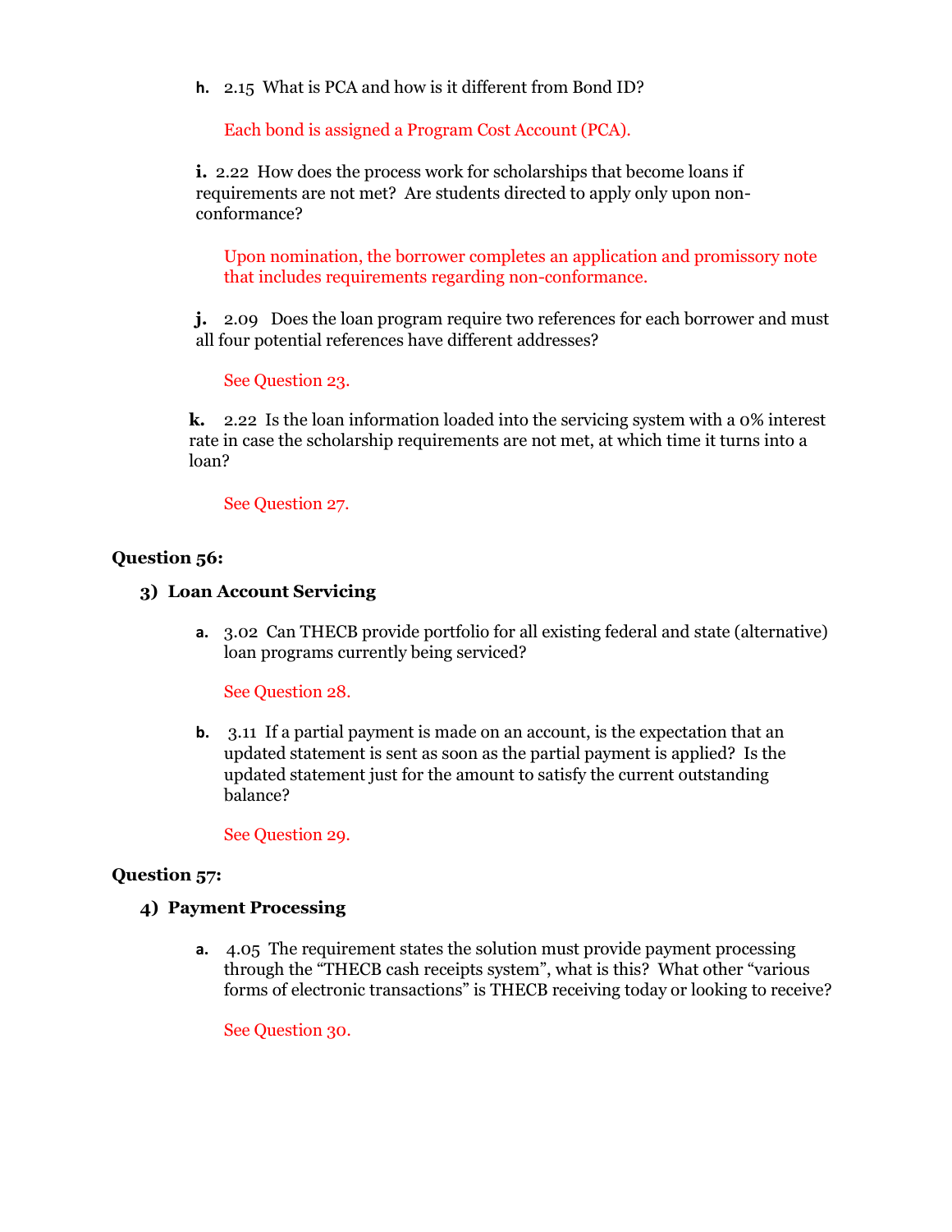h. 2.15 What is PCA and how is it different from Bond ID?

   Each bond is assigned a Program Cost Account (PCA).

**i.** 2.22 How does the process work for scholarships that become loans if requirements are not met? Are students directed to apply only upon non-conformance?

   Upon nomination, the borrower completes an application and promissory note that includes requirements regarding non-conformance.

**j.** 2.09 Does the loan program require two references for each borrower and must all four potential references have different addresses?

   See Question 23.

**k.** 2.22 Is the loan information loaded into the servicing system with a 0% interest rate in case the scholarship requirements are not met, at which time it turns into a loan?

   See Question 27.

**Question 56:**

**3) Loan Account Servicing**

a. 3.02 Can THECB provide portfolio for all existing federal and state (alternative) loan programs currently being serviced?

   See Question 28.

b. 3.11 If a partial payment is made on an account, is the expectation that an updated statement is sent as soon as the partial payment is applied? Is the updated statement just for the amount to satisfy the current outstanding balance?

   See Question 29.

**Question 57:**

**4) Payment Processing**

a. 4.05 The requirement states the solution must provide payment processing through the "THECB cash receipts system", what is this? What other "various forms of electronic transactions" is THECB receiving today or looking to receive?

   See Question 30.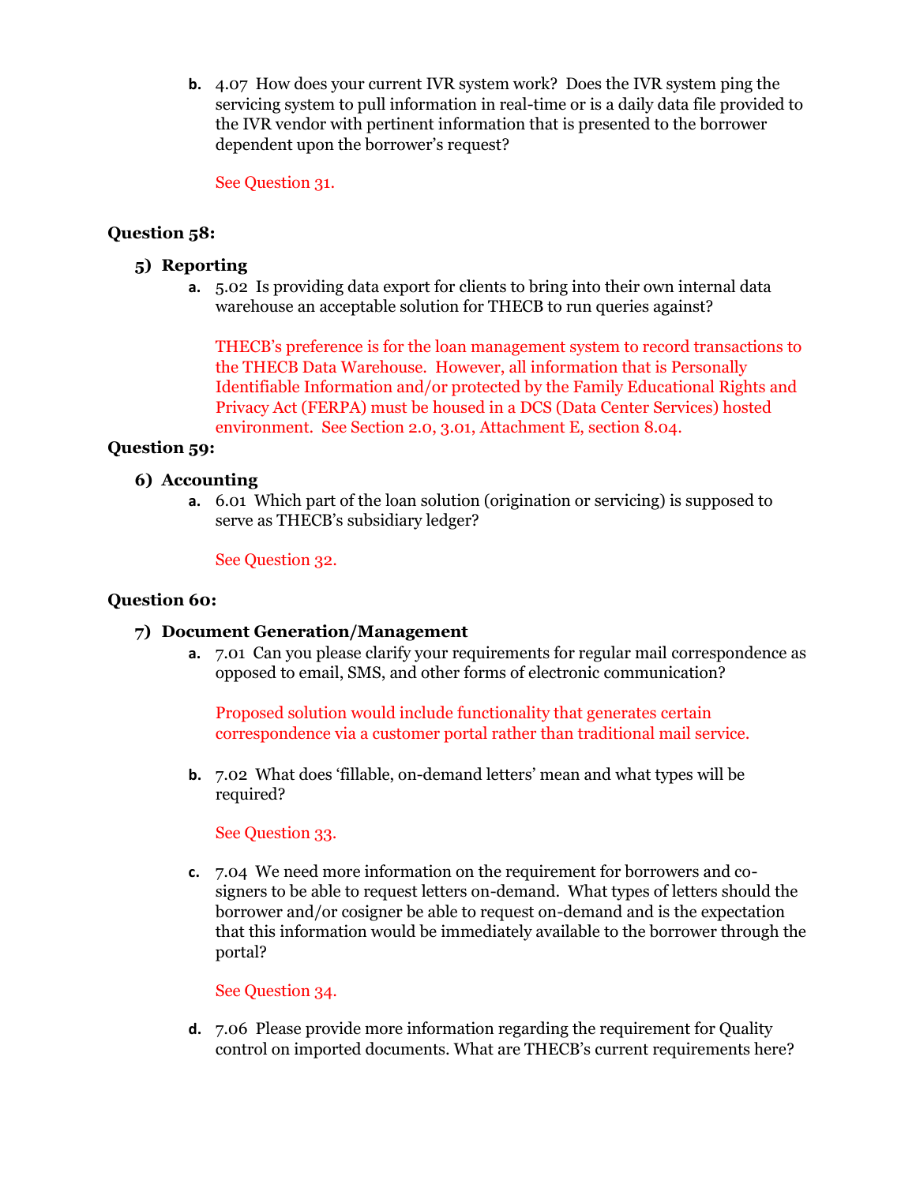b. 4.07 How does your current IVR system work? Does the IVR system ping the servicing system to pull information in real-time or is a daily data file provided to the IVR vendor with pertinent information that is presented to the borrower dependent upon the borrower's request?

   See Question 31.

**Question 58:**

5) **Reporting**

   a. 5.02 Is providing data export for clients to bring into their own internal data warehouse an acceptable solution for THECB to run queries against?

      THECB's preference is for the loan management system to record transactions to the THECB Data Warehouse. However, all information that is Personally Identifiable Information and/or protected by the Family Educational Rights and Privacy Act (FERPA) must be housed in a DCS (Data Center Services) hosted environment. See Section 2.0, 3.01, Attachment E, section 8.04.

**Question 59:**

6) **Accounting**

   a. 6.01 Which part of the loan solution (origination or servicing) is supposed to serve as THECB's subsidiary ledger?

      See Question 32.

**Question 60:**

7) **Document Generation/Management**

   a. 7.01 Can you please clarify your requirements for regular mail correspondence as opposed to email, SMS, and other forms of electronic communication?

      Proposed solution would include functionality that generates certain correspondence via a customer portal rather than traditional mail service.

   b. 7.02 What does 'fillable, on-demand letters' mean and what types will be required?

      See Question 33.

   c. 7.04 We need more information on the requirement for borrowers and co-signers to be able to request letters on-demand. What types of letters should the borrower and/or cosigner be able to request on-demand and is the expectation that this information would be immediately available to the borrower through the portal?

      See Question 34.

   d. 7.06 Please provide more information regarding the requirement for Quality control on imported documents. What are THECB's current requirements here?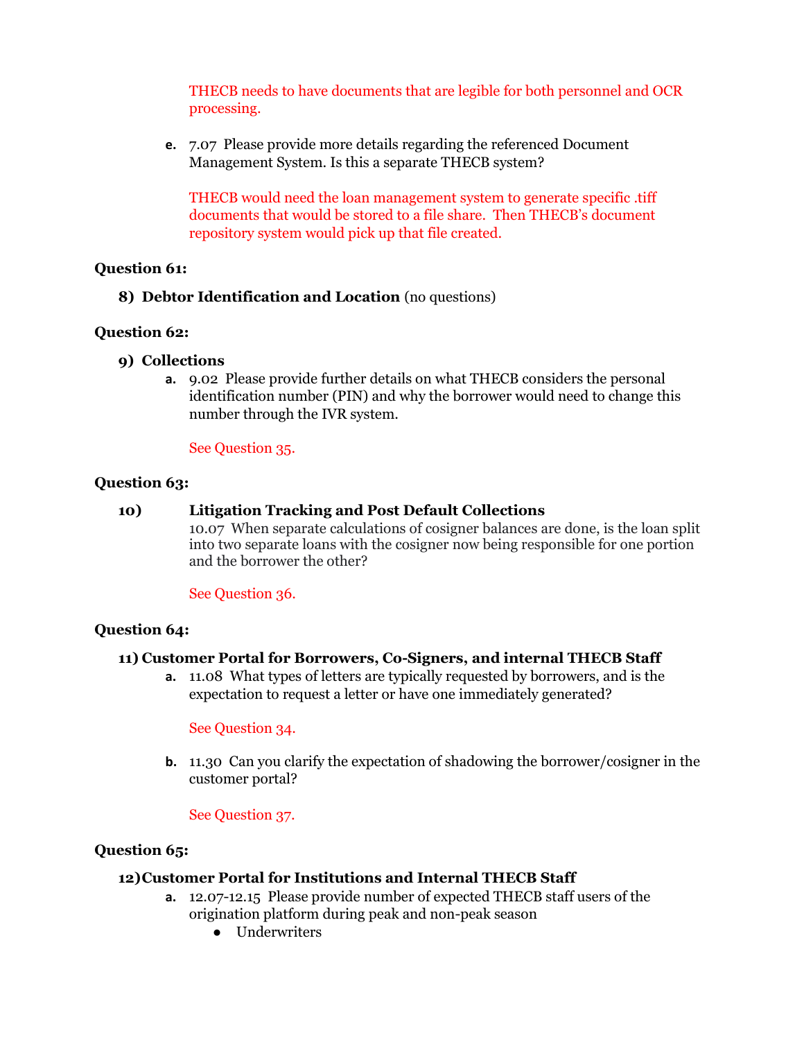THECB needs to have documents that are legible for both personnel and OCR processing.

e. 7.07 Please provide more details regarding the referenced Document Management System. Is this a separate THECB system?

THECB would need the loan management system to generate specific .tiff documents that would be stored to a file share. Then THECB's document repository system would pick up that file created.

**Question 61:**

8) **Debtor Identification and Location** (no questions)

**Question 62:**

9) **Collections**

a. 9.02 Please provide further details on what THECB considers the personal identification number (PIN) and why the borrower would need to change this number through the IVR system.

See Question 35.

**Question 63:**

10) **Litigation Tracking and Post Default Collections**

10.07 When separate calculations of cosigner balances are done, is the loan split into two separate loans with the cosigner now being responsible for one portion and the borrower the other?

See Question 36.

**Question 64:**

11) **Customer Portal for Borrowers, Co-Signers, and internal THECB Staff**

a. 11.08 What types of letters are typically requested by borrowers, and is the expectation to request a letter or have one immediately generated?

See Question 34.

b. 11.30 Can you clarify the expectation of shadowing the borrower/cosigner in the customer portal?

See Question 37.

**Question 65:**

12) **Customer Portal for Institutions and Internal THECB Staff**

a. 12.07-12.15 Please provide number of expected THECB staff users of the origination platform during peak and non-peak season

- Underwriters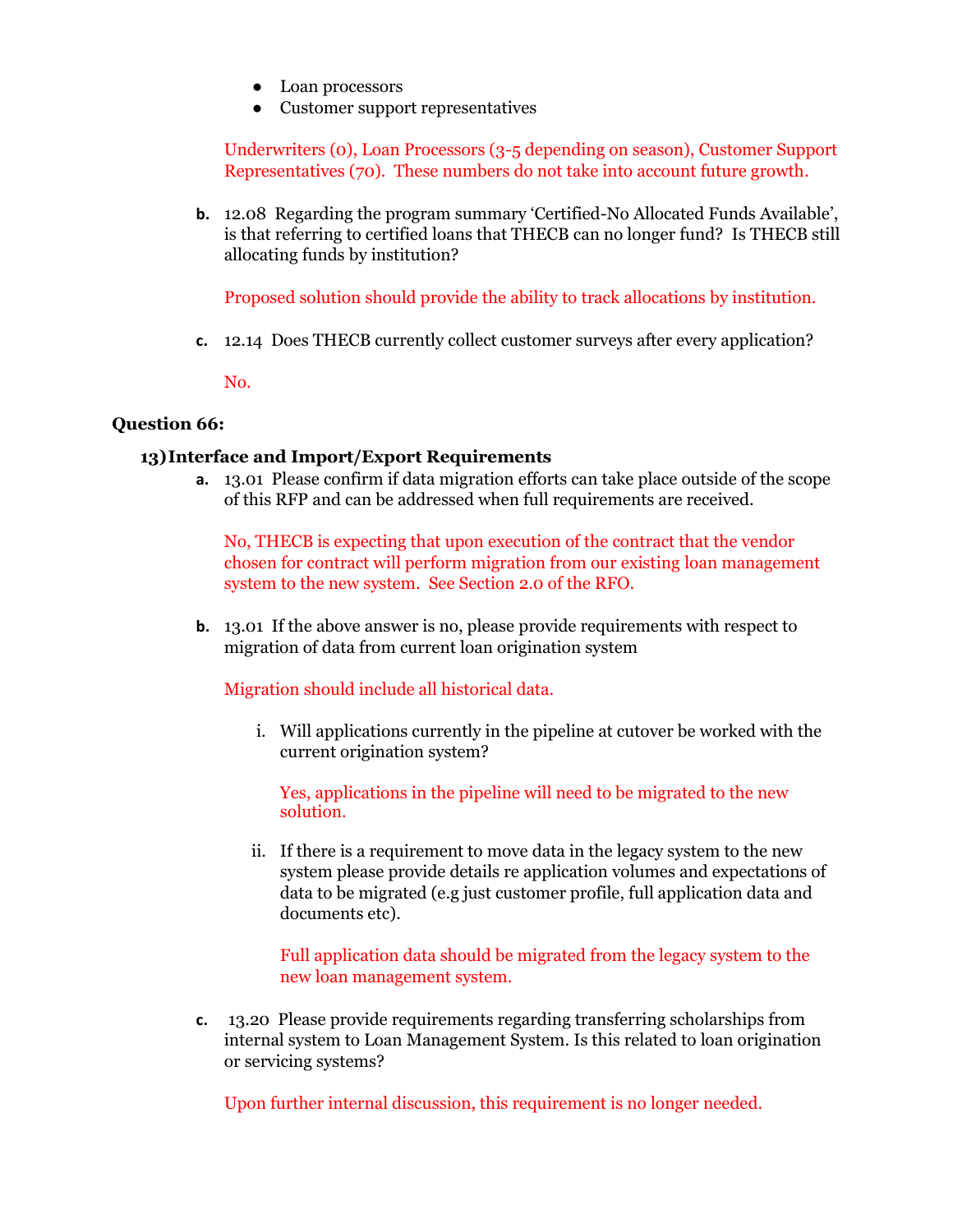- Loan processors
- Customer support representatives

Underwriters (0), Loan Processors (3-5 depending on season), Customer Support Representatives (70). These numbers do not take into account future growth.

b. 12.08 Regarding the program summary 'Certified-No Allocated Funds Available', is that referring to certified loans that THECB can no longer fund? Is THECB still allocating funds by institution?

   Proposed solution should provide the ability to track allocations by institution.

c. 12.14 Does THECB currently collect customer surveys after every application?

   No.

**Question 66:**

**13) Interface and Import/Export Requirements**

a. 13.01 Please confirm if data migration efforts can take place outside of the scope of this RFP and can be addressed when full requirements are received.

   No, THECB is expecting that upon execution of the contract that the vendor chosen for contract will perform migration from our existing loan management system to the new system. See Section 2.0 of the RFO.

b. 13.01 If the above answer is no, please provide requirements with respect to migration of data from current loan origination system

   Migration should include all historical data.

   i. Will applications currently in the pipeline at cutover be worked with the current origination system?

      Yes, applications in the pipeline will need to be migrated to the new solution.

   ii. If there is a requirement to move data in the legacy system to the new system please provide details re application volumes and expectations of data to be migrated (e.g just customer profile, full application data and documents etc).

      Full application data should be migrated from the legacy system to the new loan management system.

c. 13.20 Please provide requirements regarding transferring scholarships from internal system to Loan Management System. Is this related to loan origination or servicing systems?

   Upon further internal discussion, this requirement is no longer needed.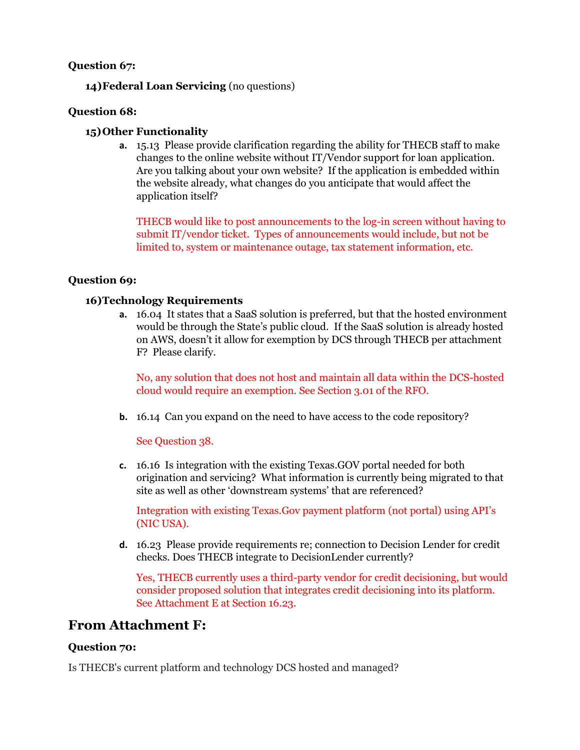**Question 67:**

**14) Federal Loan Servicing** (no questions)

**Question 68:**

**15) Other Functionality**

a. 15.13 Please provide clarification regarding the ability for THECB staff to make changes to the online website without IT/Vendor support for loan application. Are you talking about your own website? If the application is embedded within the website already, what changes do you anticipate that would affect the application itself?

   THECB would like to post announcements to the log-in screen without having to submit IT/vendor ticket. Types of announcements would include, but not be limited to, system or maintenance outage, tax statement information, etc.

**Question 69:**

**16) Technology Requirements**

a. 16.04 It states that a SaaS solution is preferred, but that the hosted environment would be through the State's public cloud. If the SaaS solution is already hosted on AWS, doesn't it allow for exemption by DCS through THECB per attachment F? Please clarify.

   No, any solution that does not host and maintain all data within the DCS-hosted cloud would require an exemption. See Section 3.01 of the RFO.

b. 16.14 Can you expand on the need to have access to the code repository?

   See Question 38.

c. 16.16 Is integration with the existing Texas.GOV portal needed for both origination and servicing? What information is currently being migrated to that site as well as other 'downstream systems' that are referenced?

   Integration with existing Texas.Gov payment platform (not portal) using API's (NIC USA).

d. 16.23 Please provide requirements re; connection to Decision Lender for credit checks. Does THECB integrate to DecisionLender currently?

   Yes, THECB currently uses a third-party vendor for credit decisioning, but would consider proposed solution that integrates credit decisioning into its platform. See Attachment E at Section 16.23.

## From Attachment F:

**Question 70:**

Is THECB's current platform and technology DCS hosted and managed?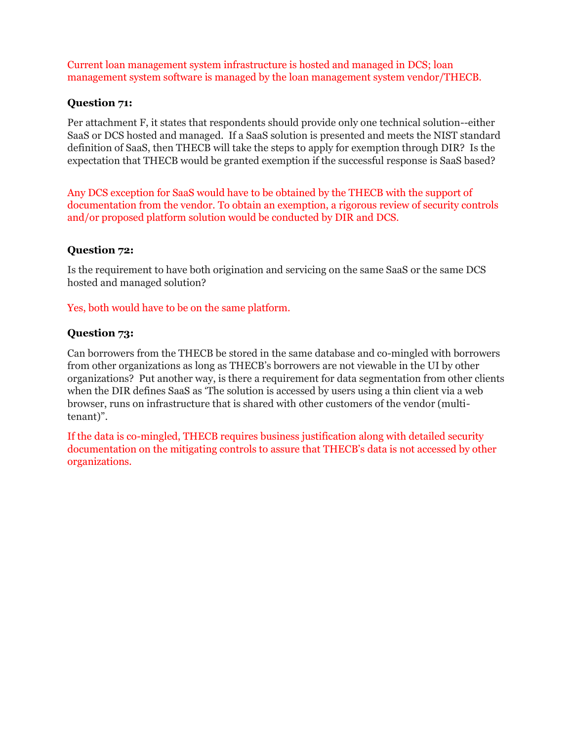Current loan management system infrastructure is hosted and managed in DCS; loan management system software is managed by the loan management system vendor/THECB.

**Question 71:**

Per attachment F, it states that respondents should provide only one technical solution--either SaaS or DCS hosted and managed. If a SaaS solution is presented and meets the NIST standard definition of SaaS, then THECB will take the steps to apply for exemption through DIR? Is the expectation that THECB would be granted exemption if the successful response is SaaS based?

Any DCS exception for SaaS would have to be obtained by the THECB with the support of documentation from the vendor. To obtain an exemption, a rigorous review of security controls and/or proposed platform solution would be conducted by DIR and DCS.

**Question 72:**

Is the requirement to have both origination and servicing on the same SaaS or the same DCS hosted and managed solution?

Yes, both would have to be on the same platform.

**Question 73:**

Can borrowers from the THECB be stored in the same database and co-mingled with borrowers from other organizations as long as THECB's borrowers are not viewable in the UI by other organizations? Put another way, is there a requirement for data segmentation from other clients when the DIR defines SaaS as 'The solution is accessed by users using a thin client via a web browser, runs on infrastructure that is shared with other customers of the vendor (multi-tenant)".

If the data is co-mingled, THECB requires business justification along with detailed security documentation on the mitigating controls to assure that THECB's data is not accessed by other organizations.